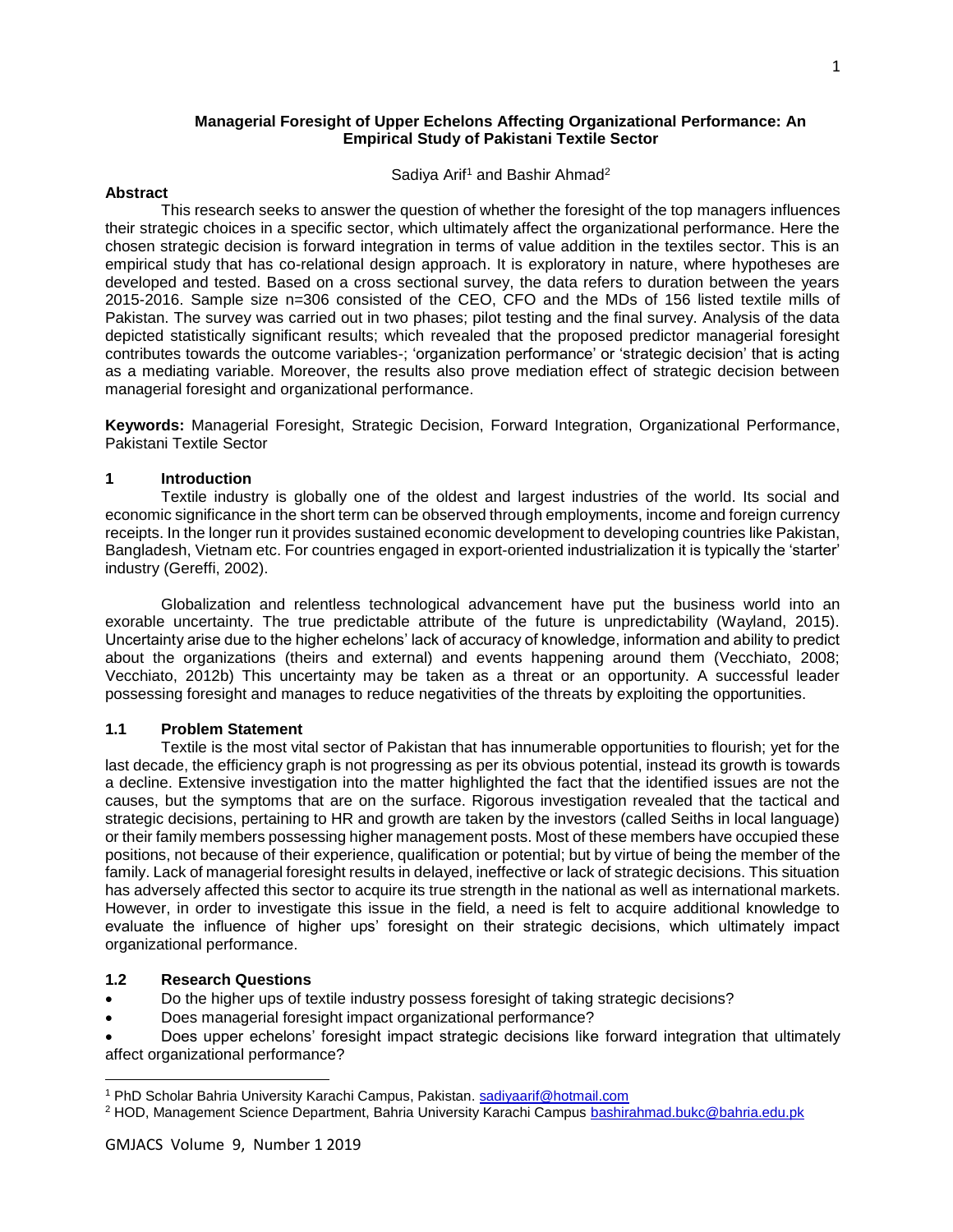# Managerial Foresight of Upper Echelons Affecting Organizational Performance: An Empirical Study of Pakistani Textile Sector

Sadiya Arif[1] and Bashir Ahmad[2]

**Abstract**

This research seeks to answer the question of whether the foresight of the top managers influences their strategic choices in a specific sector, which ultimately affect the organizational performance. Here the chosen strategic decision is forward integration in terms of value addition in the textiles sector. This is an empirical study that has co-relational design approach. It is exploratory in nature, where hypotheses are developed and tested. Based on a cross sectional survey, the data refers to duration between the years 2015-2016. Sample size n=306 consisted of the CEO, CFO and the MDs of 156 listed textile mills of Pakistan. The survey was carried out in two phases; pilot testing and the final survey. Analysis of the data depicted statistically significant results; which revealed that the proposed predictor managerial foresight contributes towards the outcome variables-; 'organization performance' or 'strategic decision' that is acting as a mediating variable. Moreover, the results also prove mediation effect of strategic decision between managerial foresight and organizational performance.

**Keywords:** Managerial Foresight, Strategic Decision, Forward Integration, Organizational Performance, Pakistani Textile Sector

## 1 Introduction

Textile industry is globally one of the oldest and largest industries of the world. Its social and economic significance in the short term can be observed through employments, income and foreign currency receipts. In the longer run it provides sustained economic development to developing countries like Pakistan, Bangladesh, Vietnam etc. For countries engaged in export-oriented industrialization it is typically the 'starter' industry (Gereffi, 2002).

Globalization and relentless technological advancement have put the business world into an exorable uncertainty. The true predictable attribute of the future is unpredictability (Wayland, 2015). Uncertainty arise due to the higher echelons' lack of accuracy of knowledge, information and ability to predict about the organizations (theirs and external) and events happening around them (Vecchiato, 2008; Vecchiato, 2012b) This uncertainty may be taken as a threat or an opportunity. A successful leader possessing foresight and manages to reduce negativities of the threats by exploiting the opportunities.

### 1.1 Problem Statement

Textile is the most vital sector of Pakistan that has innumerable opportunities to flourish; yet for the last decade, the efficiency graph is not progressing as per its obvious potential, instead its growth is towards a decline. Extensive investigation into the matter highlighted the fact that the identified issues are not the causes, but the symptoms that are on the surface. Rigorous investigation revealed that the tactical and strategic decisions, pertaining to HR and growth are taken by the investors (called Seiths in local language) or their family members possessing higher management posts. Most of these members have occupied these positions, not because of their experience, qualification or potential; but by virtue of being the member of the family. Lack of managerial foresight results in delayed, ineffective or lack of strategic decisions. This situation has adversely affected this sector to acquire its true strength in the national as well as international markets. However, in order to investigate this issue in the field, a need is felt to acquire additional knowledge to evaluate the influence of higher ups' foresight on their strategic decisions, which ultimately impact organizational performance.

### 1.2 Research Questions

- Do the higher ups of textile industry possess foresight of taking strategic decisions?
- Does managerial foresight impact organizational performance?
- Does upper echelons' foresight impact strategic decisions like forward integration that ultimately affect organizational performance?

---

[1] PhD Scholar Bahria University Karachi Campus, Pakistan. sadiyaarif@hotmail.com

[2] HOD, Management Science Department, Bahria University Karachi Campus bashirahmad.bukc@bahria.edu.pk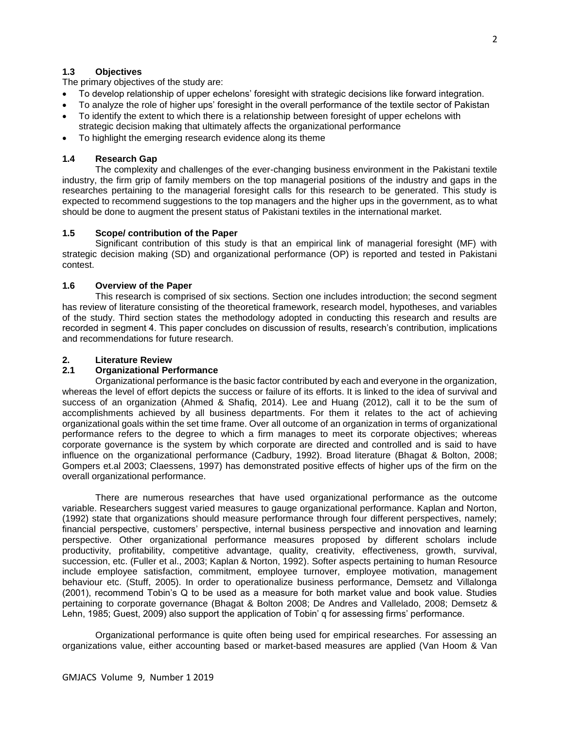### 1.3 Objectives

The primary objectives of the study are:

- To develop relationship of upper echelons' foresight with strategic decisions like forward integration.
- To analyze the role of higher ups' foresight in the overall performance of the textile sector of Pakistan
- To identify the extent to which there is a relationship between foresight of upper echelons with strategic decision making that ultimately affects the organizational performance
- To highlight the emerging research evidence along its theme

### 1.4 Research Gap

The complexity and challenges of the ever-changing business environment in the Pakistani textile industry, the firm grip of family members on the top managerial positions of the industry and gaps in the researches pertaining to the managerial foresight calls for this research to be generated. This study is expected to recommend suggestions to the top managers and the higher ups in the government, as to what should be done to augment the present status of Pakistani textiles in the international market.

### 1.5 Scope/ contribution of the Paper

Significant contribution of this study is that an empirical link of managerial foresight (MF) with strategic decision making (SD) and organizational performance (OP) is reported and tested in Pakistani contest.

### 1.6 Overview of the Paper

This research is comprised of six sections. Section one includes introduction; the second segment has review of literature consisting of the theoretical framework, research model, hypotheses, and variables of the study. Third section states the methodology adopted in conducting this research and results are recorded in segment 4. This paper concludes on discussion of results, research's contribution, implications and recommendations for future research.

## 2. Literature Review

### 2.1 Organizational Performance

Organizational performance is the basic factor contributed by each and everyone in the organization, whereas the level of effort depicts the success or failure of its efforts. It is linked to the idea of survival and success of an organization (Ahmed & Shafiq, 2014). Lee and Huang (2012), call it to be the sum of accomplishments achieved by all business departments. For them it relates to the act of achieving organizational goals within the set time frame. Over all outcome of an organization in terms of organizational performance refers to the degree to which a firm manages to meet its corporate objectives; whereas corporate governance is the system by which corporate are directed and controlled and is said to have influence on the organizational performance (Cadbury, 1992). Broad literature (Bhagat & Bolton, 2008; Gompers et.al 2003; Claessens, 1997) has demonstrated positive effects of higher ups of the firm on the overall organizational performance.

There are numerous researches that have used organizational performance as the outcome variable. Researchers suggest varied measures to gauge organizational performance. Kaplan and Norton, (1992) state that organizations should measure performance through four different perspectives, namely; financial perspective, customers' perspective, internal business perspective and innovation and learning perspective. Other organizational performance measures proposed by different scholars include productivity, profitability, competitive advantage, quality, creativity, effectiveness, growth, survival, succession, etc. (Fuller et al., 2003; Kaplan & Norton, 1992). Softer aspects pertaining to human Resource include employee satisfaction, commitment, employee turnover, employee motivation, management behaviour etc. (Stuff, 2005). In order to operationalize business performance, Demsetz and Villalonga (2001), recommend Tobin's Q to be used as a measure for both market value and book value. Studies pertaining to corporate governance (Bhagat & Bolton 2008; De Andres and Vallelado, 2008; Demsetz & Lehn, 1985; Guest, 2009) also support the application of Tobin' q for assessing firms' performance.

Organizational performance is quite often being used for empirical researches. For assessing an organizations value, either accounting based or market-based measures are applied (Van Hoom & Van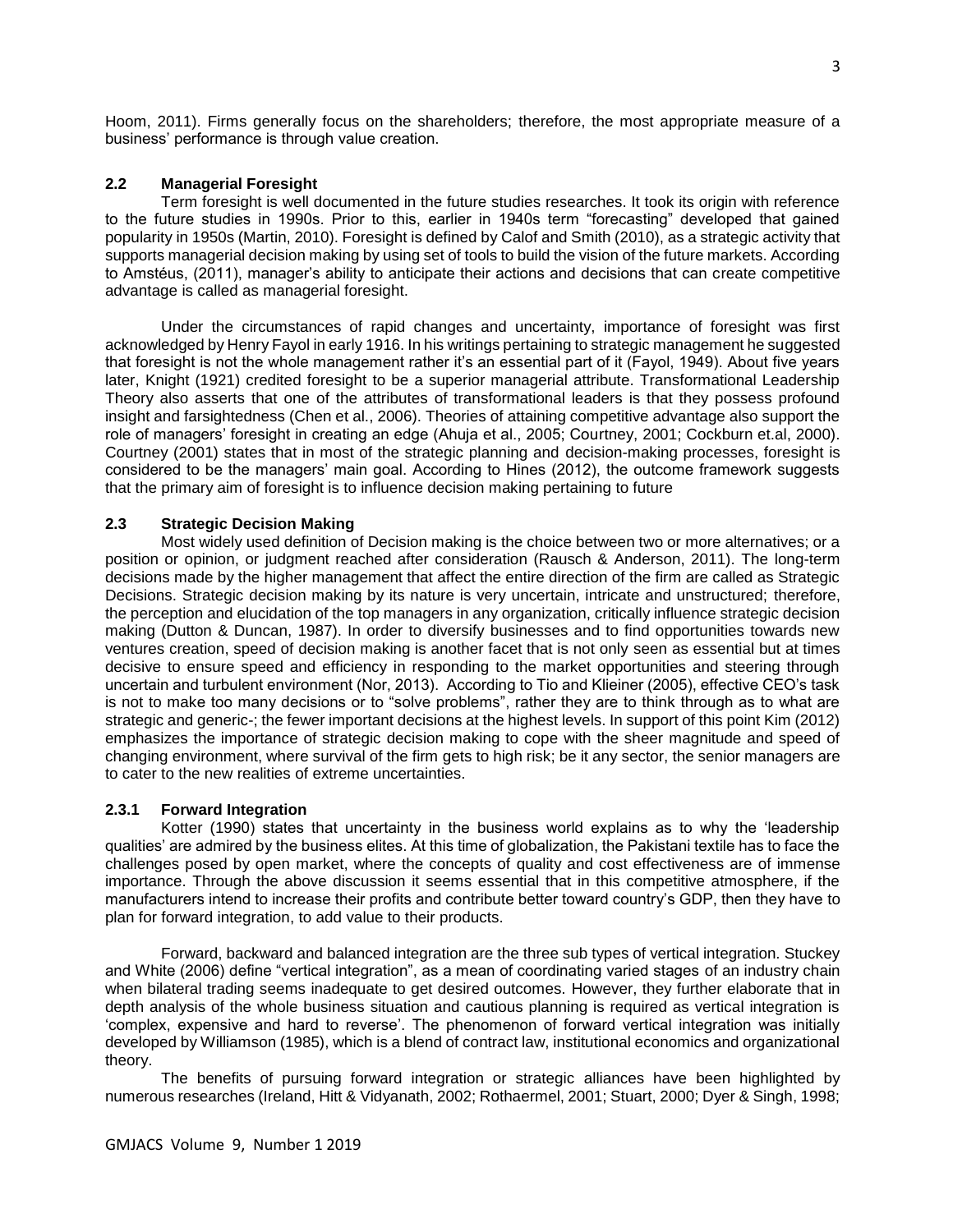Hoom, 2011). Firms generally focus on the shareholders; therefore, the most appropriate measure of a business' performance is through value creation.

### 2.2 Managerial Foresight

Term foresight is well documented in the future studies researches. It took its origin with reference to the future studies in 1990s. Prior to this, earlier in 1940s term "forecasting" developed that gained popularity in 1950s (Martin, 2010). Foresight is defined by Calof and Smith (2010), as a strategic activity that supports managerial decision making by using set of tools to build the vision of the future markets. According to Amstéus, (2011), manager's ability to anticipate their actions and decisions that can create competitive advantage is called as managerial foresight.

Under the circumstances of rapid changes and uncertainty, importance of foresight was first acknowledged by Henry Fayol in early 1916. In his writings pertaining to strategic management he suggested that foresight is not the whole management rather it's an essential part of it (Fayol, 1949). About five years later, Knight (1921) credited foresight to be a superior managerial attribute. Transformational Leadership Theory also asserts that one of the attributes of transformational leaders is that they possess profound insight and farsightedness (Chen et al., 2006). Theories of attaining competitive advantage also support the role of managers' foresight in creating an edge (Ahuja et al., 2005; Courtney, 2001; Cockburn et.al, 2000). Courtney (2001) states that in most of the strategic planning and decision-making processes, foresight is considered to be the managers' main goal. According to Hines (2012), the outcome framework suggests that the primary aim of foresight is to influence decision making pertaining to future

### 2.3 Strategic Decision Making

Most widely used definition of Decision making is the choice between two or more alternatives; or a position or opinion, or judgment reached after consideration (Rausch & Anderson, 2011). The long-term decisions made by the higher management that affect the entire direction of the firm are called as Strategic Decisions. Strategic decision making by its nature is very uncertain, intricate and unstructured; therefore, the perception and elucidation of the top managers in any organization, critically influence strategic decision making (Dutton & Duncan, 1987). In order to diversify businesses and to find opportunities towards new ventures creation, speed of decision making is another facet that is not only seen as essential but at times decisive to ensure speed and efficiency in responding to the market opportunities and steering through uncertain and turbulent environment (Nor, 2013). According to Tio and Klieiner (2005), effective CEO's task is not to make too many decisions or to "solve problems", rather they are to think through as to what are strategic and generic-; the fewer important decisions at the highest levels. In support of this point Kim (2012) emphasizes the importance of strategic decision making to cope with the sheer magnitude and speed of changing environment, where survival of the firm gets to high risk; be it any sector, the senior managers are to cater to the new realities of extreme uncertainties.

#### 2.3.1 Forward Integration

Kotter (1990) states that uncertainty in the business world explains as to why the 'leadership qualities' are admired by the business elites. At this time of globalization, the Pakistani textile has to face the challenges posed by open market, where the concepts of quality and cost effectiveness are of immense importance. Through the above discussion it seems essential that in this competitive atmosphere, if the manufacturers intend to increase their profits and contribute better toward country's GDP, then they have to plan for forward integration, to add value to their products.

Forward, backward and balanced integration are the three sub types of vertical integration. Stuckey and White (2006) define "vertical integration", as a mean of coordinating varied stages of an industry chain when bilateral trading seems inadequate to get desired outcomes. However, they further elaborate that in depth analysis of the whole business situation and cautious planning is required as vertical integration is 'complex, expensive and hard to reverse'. The phenomenon of forward vertical integration was initially developed by Williamson (1985), which is a blend of contract law, institutional economics and organizational theory.

The benefits of pursuing forward integration or strategic alliances have been highlighted by numerous researches (Ireland, Hitt & Vidyanath, 2002; Rothaermel, 2001; Stuart, 2000; Dyer & Singh, 1998;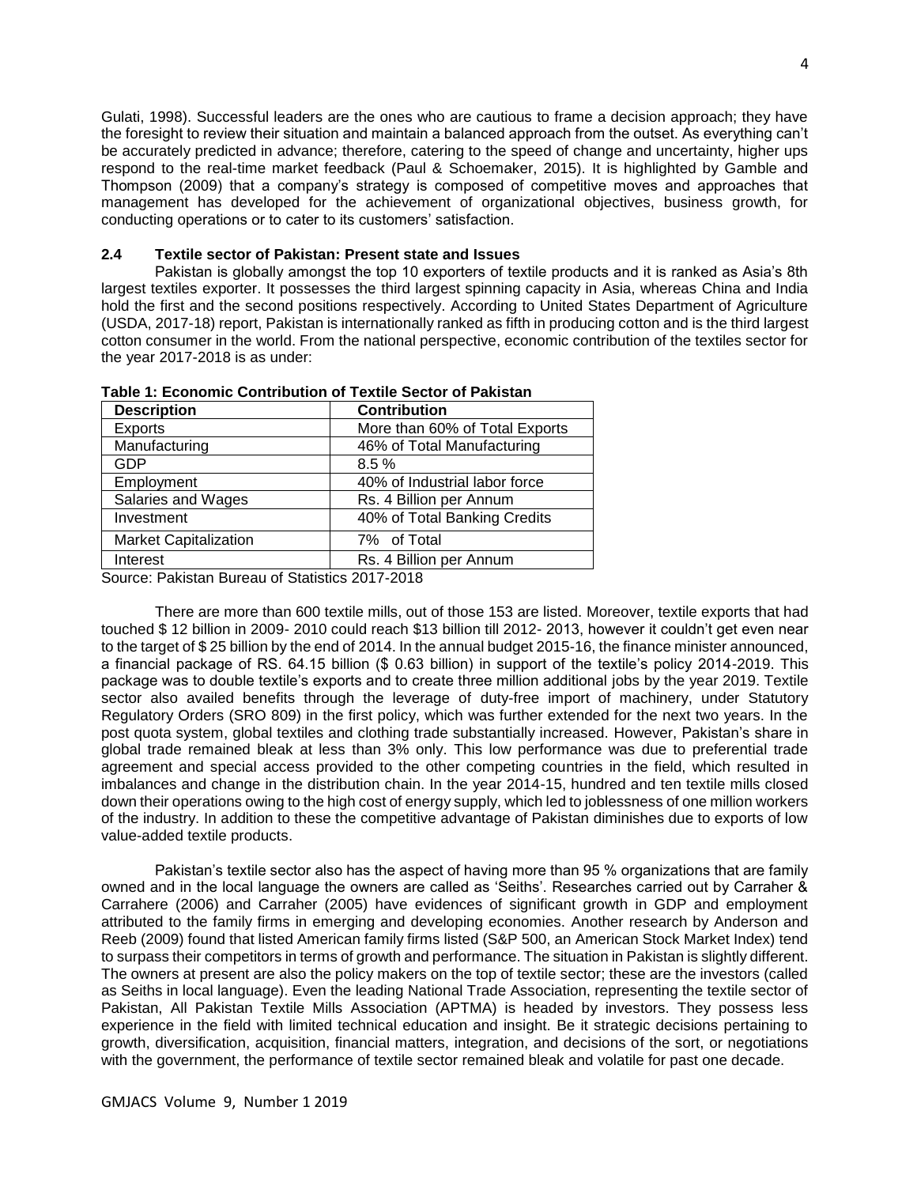Gulati, 1998). Successful leaders are the ones who are cautious to frame a decision approach; they have the foresight to review their situation and maintain a balanced approach from the outset. As everything can't be accurately predicted in advance; therefore, catering to the speed of change and uncertainty, higher ups respond to the real-time market feedback (Paul & Schoemaker, 2015). It is highlighted by Gamble and Thompson (2009) that a company's strategy is composed of competitive moves and approaches that management has developed for the achievement of organizational objectives, business growth, for conducting operations or to cater to its customers' satisfaction.

### 2.4 Textile sector of Pakistan: Present state and Issues

Pakistan is globally amongst the top 10 exporters of textile products and it is ranked as Asia's 8th largest textiles exporter. It possesses the third largest spinning capacity in Asia, whereas China and India hold the first and the second positions respectively. According to United States Department of Agriculture (USDA, 2017-18) report, Pakistan is internationally ranked as fifth in producing cotton and is the third largest cotton consumer in the world. From the national perspective, economic contribution of the textiles sector for the year 2017-2018 is as under:

**Table 1: Economic Contribution of Textile Sector of Pakistan**

| Description | Contribution |
|---|---|
| Exports | More than 60% of Total Exports |
| Manufacturing | 46% of Total Manufacturing |
| GDP | 8.5 % |
| Employment | 40% of Industrial labor force |
| Salaries and Wages | Rs. 4 Billion per Annum |
| Investment | 40% of Total Banking Credits |
| Market Capitalization | 7% of Total |
| Interest | Rs. 4 Billion per Annum |

Source: Pakistan Bureau of Statistics 2017-2018

There are more than 600 textile mills, out of those 153 are listed. Moreover, textile exports that had touched $ 12 billion in 2009- 2010 could reach $13 billion till 2012- 2013, however it couldn't get even near to the target of $ 25 billion by the end of 2014. In the annual budget 2015-16, the finance minister announced, a financial package of RS. 64.15 billion ($ 0.63 billion) in support of the textile's policy 2014-2019. This package was to double textile's exports and to create three million additional jobs by the year 2019. Textile sector also availed benefits through the leverage of duty-free import of machinery, under Statutory Regulatory Orders (SRO 809) in the first policy, which was further extended for the next two years. In the post quota system, global textiles and clothing trade substantially increased. However, Pakistan's share in global trade remained bleak at less than 3% only. This low performance was due to preferential trade agreement and special access provided to the other competing countries in the field, which resulted in imbalances and change in the distribution chain. In the year 2014-15, hundred and ten textile mills closed down their operations owing to the high cost of energy supply, which led to joblessness of one million workers of the industry. In addition to these the competitive advantage of Pakistan diminishes due to exports of low value-added textile products.

Pakistan's textile sector also has the aspect of having more than 95 % organizations that are family owned and in the local language the owners are called as 'Seiths'. Researches carried out by Carraher & Carrahere (2006) and Carraher (2005) have evidences of significant growth in GDP and employment attributed to the family firms in emerging and developing economies. Another research by Anderson and Reeb (2009) found that listed American family firms listed (S&P 500, an American Stock Market Index) tend to surpass their competitors in terms of growth and performance. The situation in Pakistan is slightly different. The owners at present are also the policy makers on the top of textile sector; these are the investors (called as Seiths in local language). Even the leading National Trade Association, representing the textile sector of Pakistan, All Pakistan Textile Mills Association (APTMA) is headed by investors. They possess less experience in the field with limited technical education and insight. Be it strategic decisions pertaining to growth, diversification, acquisition, financial matters, integration, and decisions of the sort, or negotiations with the government, the performance of textile sector remained bleak and volatile for past one decade.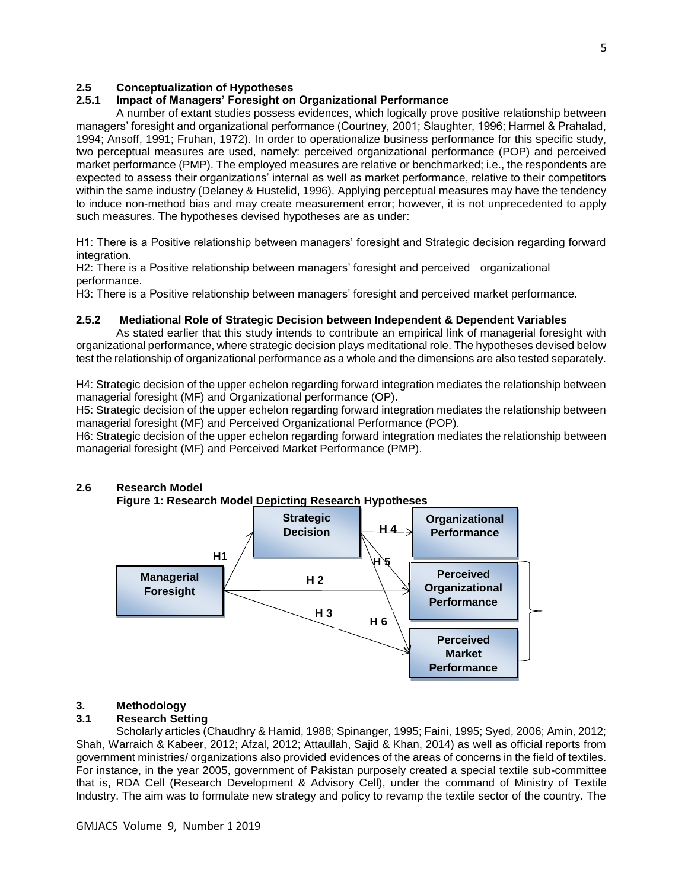### 2.5 Conceptualization of Hypotheses

#### 2.5.1 Impact of Managers' Foresight on Organizational Performance

A number of extant studies possess evidences, which logically prove positive relationship between managers' foresight and organizational performance (Courtney, 2001; Slaughter, 1996; Harmel & Prahalad, 1994; Ansoff, 1991; Fruhan, 1972). In order to operationalize business performance for this specific study, two perceptual measures are used, namely: perceived organizational performance (POP) and perceived market performance (PMP). The employed measures are relative or benchmarked; i.e., the respondents are expected to assess their organizations' internal as well as market performance, relative to their competitors within the same industry (Delaney & Hustelid, 1996). Applying perceptual measures may have the tendency to induce non-method bias and may create measurement error; however, it is not unprecedented to apply such measures. The hypotheses devised hypotheses are as under:

H1: There is a Positive relationship between managers' foresight and Strategic decision regarding forward integration.

H2: There is a Positive relationship between managers' foresight and perceived organizational performance.

H3: There is a Positive relationship between managers' foresight and perceived market performance.

#### 2.5.2 Mediational Role of Strategic Decision between Independent & Dependent Variables

As stated earlier that this study intends to contribute an empirical link of managerial foresight with organizational performance, where strategic decision plays meditational role. The hypotheses devised below test the relationship of organizational performance as a whole and the dimensions are also tested separately.

H4: Strategic decision of the upper echelon regarding forward integration mediates the relationship between managerial foresight (MF) and Organizational performance (OP).

H5: Strategic decision of the upper echelon regarding forward integration mediates the relationship between managerial foresight (MF) and Perceived Organizational Performance (POP).

H6: Strategic decision of the upper echelon regarding forward integration mediates the relationship between managerial foresight (MF) and Perceived Market Performance (PMP).

### 2.6 Research Model

**Figure 1: Research Model Depicting Research Hypotheses**

## 3. Methodology

### 3.1 Research Setting

Scholarly articles (Chaudhry & Hamid, 1988; Spinanger, 1995; Faini, 1995; Syed, 2006; Amin, 2012; Shah, Warraich & Kabeer, 2012; Afzal, 2012; Attaullah, Sajid & Khan, 2014) as well as official reports from government ministries/ organizations also provided evidences of the areas of concerns in the field of textiles. For instance, in the year 2005, government of Pakistan purposely created a special textile sub-committee that is, RDA Cell (Research Development & Advisory Cell), under the command of Ministry of Textile Industry. The aim was to formulate new strategy and policy to revamp the textile sector of the country. The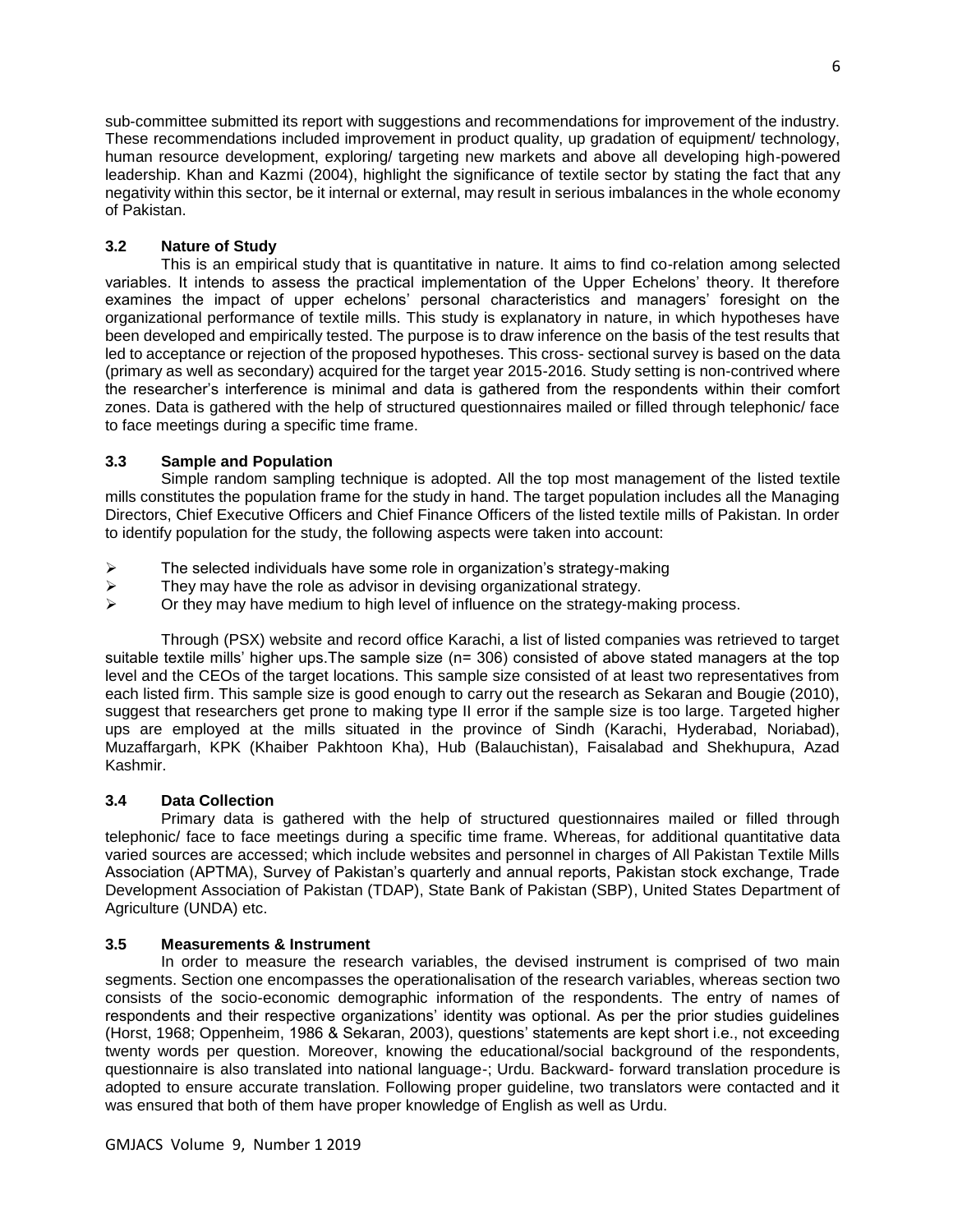sub-committee submitted its report with suggestions and recommendations for improvement of the industry. These recommendations included improvement in product quality, up gradation of equipment/ technology, human resource development, exploring/ targeting new markets and above all developing high-powered leadership. Khan and Kazmi (2004), highlight the significance of textile sector by stating the fact that any negativity within this sector, be it internal or external, may result in serious imbalances in the whole economy of Pakistan.

### 3.2 Nature of Study

This is an empirical study that is quantitative in nature. It aims to find co-relation among selected variables. It intends to assess the practical implementation of the Upper Echelons' theory. It therefore examines the impact of upper echelons' personal characteristics and managers' foresight on the organizational performance of textile mills. This study is explanatory in nature, in which hypotheses have been developed and empirically tested. The purpose is to draw inference on the basis of the test results that led to acceptance or rejection of the proposed hypotheses. This cross- sectional survey is based on the data (primary as well as secondary) acquired for the target year 2015-2016. Study setting is non-contrived where the researcher's interference is minimal and data is gathered from the respondents within their comfort zones. Data is gathered with the help of structured questionnaires mailed or filled through telephonic/ face to face meetings during a specific time frame.

### 3.3 Sample and Population

Simple random sampling technique is adopted. All the top most management of the listed textile mills constitutes the population frame for the study in hand. The target population includes all the Managing Directors, Chief Executive Officers and Chief Finance Officers of the listed textile mills of Pakistan. In order to identify population for the study, the following aspects were taken into account:

- The selected individuals have some role in organization's strategy-making
- They may have the role as advisor in devising organizational strategy.
- Or they may have medium to high level of influence on the strategy-making process.

Through (PSX) website and record office Karachi, a list of listed companies was retrieved to target suitable textile mills' higher ups.The sample size (n= 306) consisted of above stated managers at the top level and the CEOs of the target locations. This sample size consisted of at least two representatives from each listed firm. This sample size is good enough to carry out the research as Sekaran and Bougie (2010), suggest that researchers get prone to making type II error if the sample size is too large. Targeted higher ups are employed at the mills situated in the province of Sindh (Karachi, Hyderabad, Noriabad), Muzaffargarh, KPK (Khaiber Pakhtoon Kha), Hub (Balauchistan), Faisalabad and Shekhupura, Azad Kashmir.

### 3.4 Data Collection

Primary data is gathered with the help of structured questionnaires mailed or filled through telephonic/ face to face meetings during a specific time frame. Whereas, for additional quantitative data varied sources are accessed; which include websites and personnel in charges of All Pakistan Textile Mills Association (APTMA), Survey of Pakistan's quarterly and annual reports, Pakistan stock exchange, Trade Development Association of Pakistan (TDAP), State Bank of Pakistan (SBP), United States Department of Agriculture (UNDA) etc.

### 3.5 Measurements & Instrument

In order to measure the research variables, the devised instrument is comprised of two main segments. Section one encompasses the operationalisation of the research variables, whereas section two consists of the socio-economic demographic information of the respondents. The entry of names of respondents and their respective organizations' identity was optional. As per the prior studies guidelines (Horst, 1968; Oppenheim, 1986 & Sekaran, 2003), questions' statements are kept short i.e., not exceeding twenty words per question. Moreover, knowing the educational/social background of the respondents, questionnaire is also translated into national language-; Urdu. Backward- forward translation procedure is adopted to ensure accurate translation. Following proper guideline, two translators were contacted and it was ensured that both of them have proper knowledge of English as well as Urdu.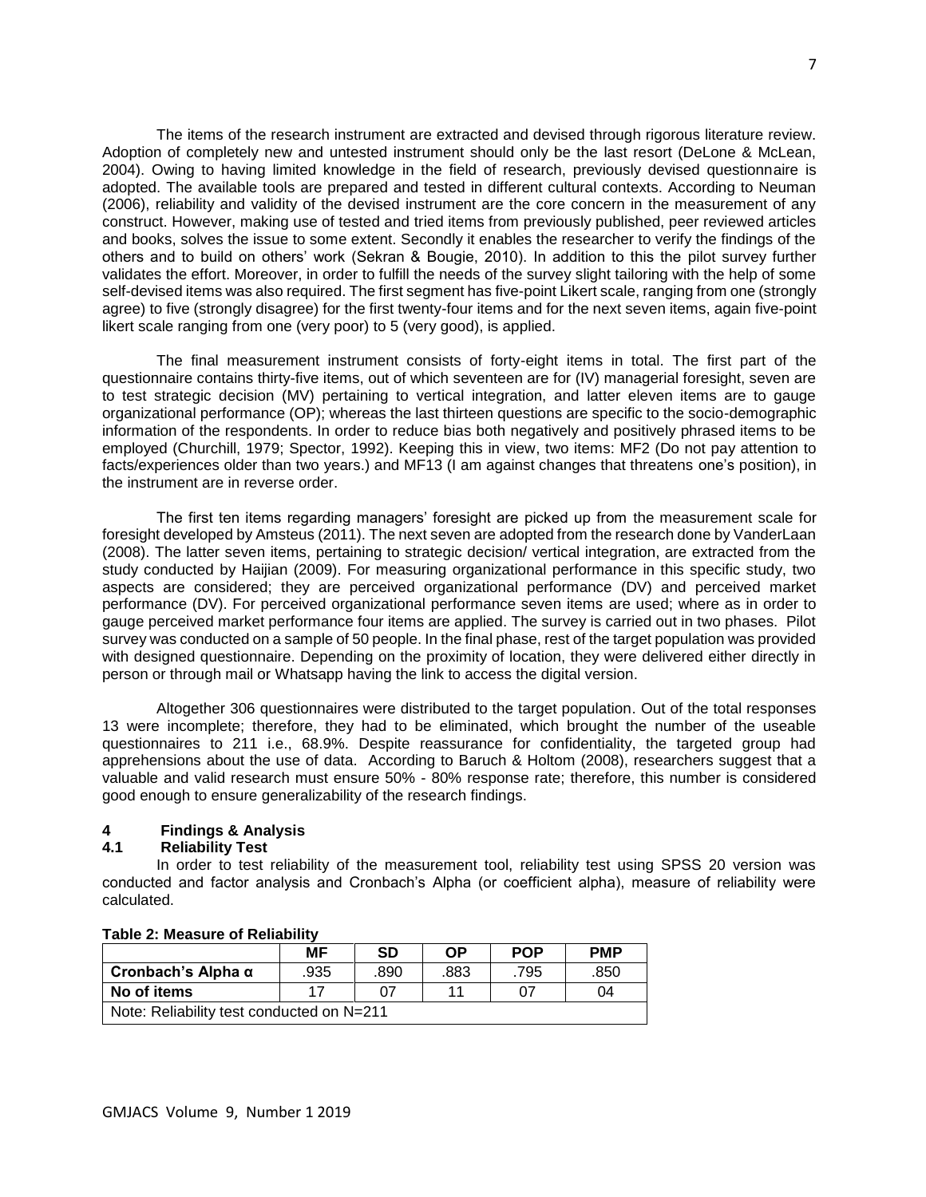The items of the research instrument are extracted and devised through rigorous literature review. Adoption of completely new and untested instrument should only be the last resort (DeLone & McLean, 2004). Owing to having limited knowledge in the field of research, previously devised questionnaire is adopted. The available tools are prepared and tested in different cultural contexts. According to Neuman (2006), reliability and validity of the devised instrument are the core concern in the measurement of any construct. However, making use of tested and tried items from previously published, peer reviewed articles and books, solves the issue to some extent. Secondly it enables the researcher to verify the findings of the others and to build on others' work (Sekran & Bougie, 2010). In addition to this the pilot survey further validates the effort. Moreover, in order to fulfill the needs of the survey slight tailoring with the help of some self-devised items was also required. The first segment has five-point Likert scale, ranging from one (strongly agree) to five (strongly disagree) for the first twenty-four items and for the next seven items, again five-point likert scale ranging from one (very poor) to 5 (very good), is applied.

The final measurement instrument consists of forty-eight items in total. The first part of the questionnaire contains thirty-five items, out of which seventeen are for (IV) managerial foresight, seven are to test strategic decision (MV) pertaining to vertical integration, and latter eleven items are to gauge organizational performance (OP); whereas the last thirteen questions are specific to the socio-demographic information of the respondents. In order to reduce bias both negatively and positively phrased items to be employed (Churchill, 1979; Spector, 1992). Keeping this in view, two items: MF2 (Do not pay attention to facts/experiences older than two years.) and MF13 (I am against changes that threatens one's position), in the instrument are in reverse order.

The first ten items regarding managers' foresight are picked up from the measurement scale for foresight developed by Amsteus (2011). The next seven are adopted from the research done by VanderLaan (2008). The latter seven items, pertaining to strategic decision/ vertical integration, are extracted from the study conducted by Haijian (2009). For measuring organizational performance in this specific study, two aspects are considered; they are perceived organizational performance (DV) and perceived market performance (DV). For perceived organizational performance seven items are used; where as in order to gauge perceived market performance four items are applied. The survey is carried out in two phases. Pilot survey was conducted on a sample of 50 people. In the final phase, rest of the target population was provided with designed questionnaire. Depending on the proximity of location, they were delivered either directly in person or through mail or Whatsapp having the link to access the digital version.

Altogether 306 questionnaires were distributed to the target population. Out of the total responses 13 were incomplete; therefore, they had to be eliminated, which brought the number of the useable questionnaires to 211 i.e., 68.9%. Despite reassurance for confidentiality, the targeted group had apprehensions about the use of data. According to Baruch & Holtom (2008), researchers suggest that a valuable and valid research must ensure 50% - 80% response rate; therefore, this number is considered good enough to ensure generalizability of the research findings.

## 4 Findings & Analysis

### 4.1 Reliability Test

In order to test reliability of the measurement tool, reliability test using SPSS 20 version was conducted and factor analysis and Cronbach's Alpha (or coefficient alpha), measure of reliability were calculated.

**Table 2: Measure of Reliability**

| | MF | SD | OP | POP | PMP |
|---|---|---|---|---|---|
| **Cronbach's Alpha α** | .935 | .890 | .883 | .795 | .850 |
| **No of items** | 17 | 07 | 11 | 07 | 04 |
| Note: Reliability test conducted on N=211 | | | | | |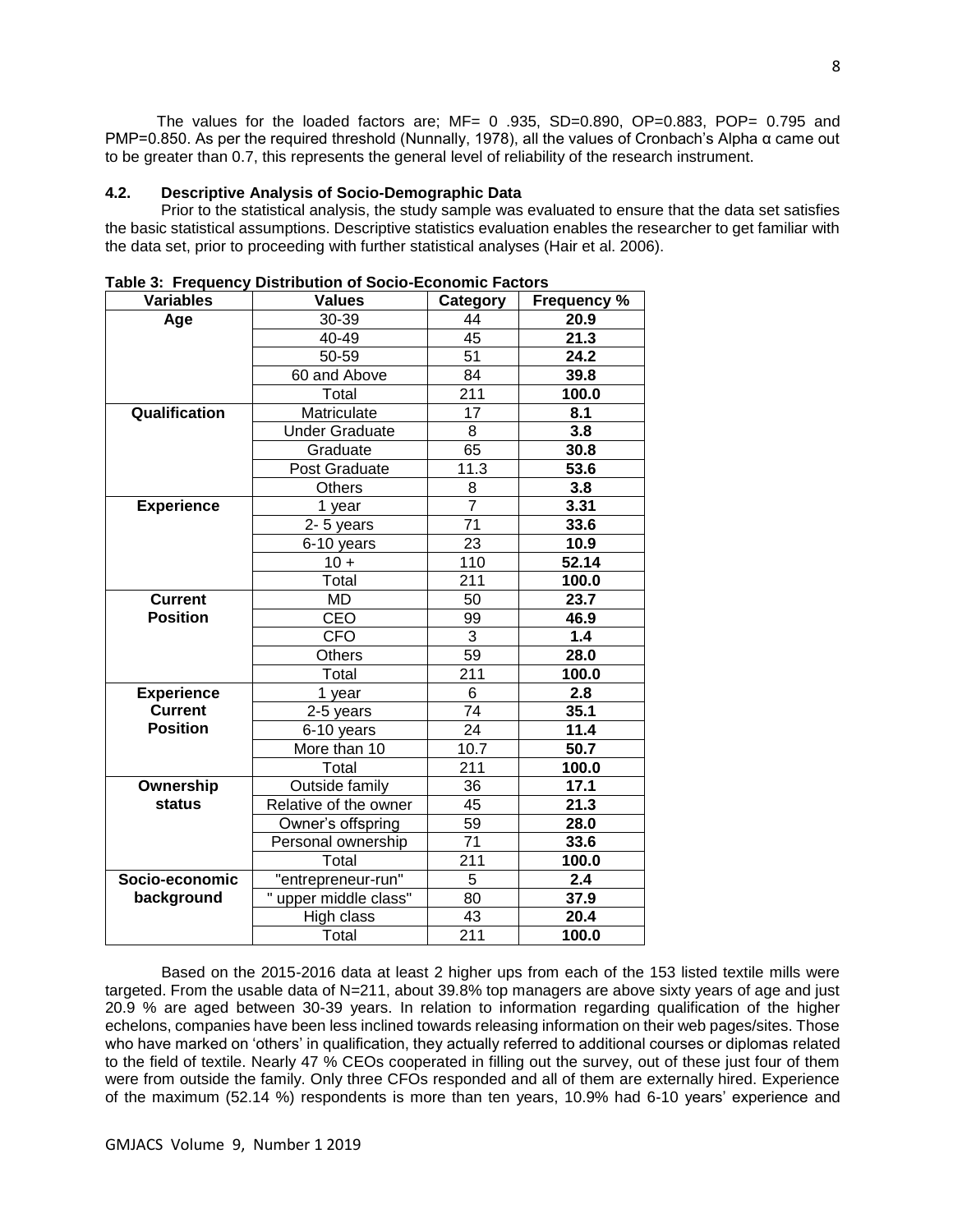The values for the loaded factors are; MF= 0 .935, SD=0.890, OP=0.883, POP= 0.795 and PMP=0.850. As per the required threshold (Nunnally, 1978), all the values of Cronbach's Alpha α came out to be greater than 0.7, this represents the general level of reliability of the research instrument.

### 4.2. Descriptive Analysis of Socio-Demographic Data

Prior to the statistical analysis, the study sample was evaluated to ensure that the data set satisfies the basic statistical assumptions. Descriptive statistics evaluation enables the researcher to get familiar with the data set, prior to proceeding with further statistical analyses (Hair et al. 2006).

**Table 3: Frequency Distribution of Socio-Economic Factors**

| Variables | Values | Category | Frequency % |
|---|---|---|---|
| **Age** | 30-39 | 44 | **20.9** |
| | 40-49 | 45 | **21.3** |
| | 50-59 | 51 | **24.2** |
| | 60 and Above | 84 | **39.8** |
| | Total | 211 | **100.0** |
| **Qualification** | Matriculate | 17 | **8.1** |
| | Under Graduate | 8 | **3.8** |
| | Graduate | 65 | **30.8** |
| | Post Graduate | 11.3 | **53.6** |
| | Others | 8 | **3.8** |
| **Experience** | 1 year | 7 | **3.31** |
| | 2- 5 years | 71 | **33.6** |
| | 6-10 years | 23 | **10.9** |
| | 10 + | 110 | **52.14** |
| | Total | 211 | **100.0** |
| **Current Position** | MD | 50 | **23.7** |
| | CEO | 99 | **46.9** |
| | CFO | 3 | **1.4** |
| | Others | 59 | **28.0** |
| | Total | 211 | **100.0** |
| **Experience Current Position** | 1 year | 6 | **2.8** |
| | 2-5 years | 74 | **35.1** |
| | 6-10 years | 24 | **11.4** |
| | More than 10 | 10.7 | **50.7** |
| | Total | 211 | **100.0** |
| **Ownership status** | Outside family | 36 | **17.1** |
| | Relative of the owner | 45 | **21.3** |
| | Owner's offspring | 59 | **28.0** |
| | Personal ownership | 71 | **33.6** |
| | Total | 211 | **100.0** |
| **Socio-economic background** | "entrepreneur-run" | 5 | **2.4** |
| | " upper middle class" | 80 | **37.9** |
| | High class | 43 | **20.4** |
| | Total | 211 | **100.0** |

Based on the 2015-2016 data at least 2 higher ups from each of the 153 listed textile mills were targeted. From the usable data of N=211, about 39.8% top managers are above sixty years of age and just 20.9 % are aged between 30-39 years. In relation to information regarding qualification of the higher echelons, companies have been less inclined towards releasing information on their web pages/sites. Those who have marked on 'others' in qualification, they actually referred to additional courses or diplomas related to the field of textile. Nearly 47 % CEOs cooperated in filling out the survey, out of these just four of them were from outside the family. Only three CFOs responded and all of them are externally hired. Experience of the maximum (52.14 %) respondents is more than ten years, 10.9% had 6-10 years' experience and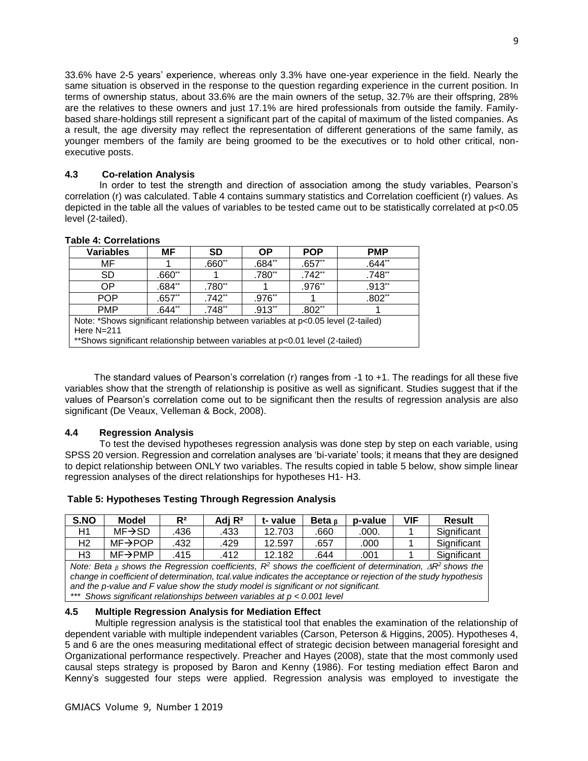33.6% have 2-5 years' experience, whereas only 3.3% have one-year experience in the field. Nearly the same situation is observed in the response to the question regarding experience in the current position. In terms of ownership status, about 33.6% are the main owners of the setup, 32.7% are their offspring, 28% are the relatives to these owners and just 17.1% are hired professionals from outside the family. Family-based share-holdings still represent a significant part of the capital of maximum of the listed companies. As a result, the age diversity may reflect the representation of different generations of the same family, as younger members of the family are being groomed to be the executives or to hold other critical, non-executive posts.

### 4.3 Co-relation Analysis

In order to test the strength and direction of association among the study variables, Pearson's correlation (r) was calculated. Table 4 contains summary statistics and Correlation coefficient (r) values. As depicted in the table all the values of variables to be tested came out to be statistically correlated at p<0.05 level (2-tailed).

**Table 4: Correlations**

| Variables | MF | SD | OP | POP | PMP |
|---|---|---|---|---|---|
| MF | 1 | .660** | .684** | .657** | .644** |
| SD | .660** | 1 | .780** | .742** | .748** |
| OP | .684** | .780** | 1 | .976** | .913** |
| POP | .657** | .742** | .976** | 1 | .802** |
| PMP | .644** | .748** | .913** | .802** | 1 |

Note: *Shows significant relationship between variables at p<0.05 level (2-tailed)
Here N=211
**Shows significant relationship between variables at p<0.01 level (2-tailed)

The standard values of Pearson's correlation (r) ranges from -1 to +1. The readings for all these five variables show that the strength of relationship is positive as well as significant. Studies suggest that if the values of Pearson's correlation come out to be significant then the results of regression analysis are also significant (De Veaux, Velleman & Bock, 2008).

### 4.4 Regression Analysis

To test the devised hypotheses regression analysis was done step by step on each variable, using SPSS 20 version. Regression and correlation analyses are 'bi-variate' tools; it means that they are designed to depict relationship between ONLY two variables. The results copied in table 5 below, show simple linear regression analyses of the direct relationships for hypotheses H1- H3.

**Table 5: Hypotheses Testing Through Regression Analysis**

| S.NO | Model | $R^2$ | Adj $R^2$ | t- value | Beta $_\beta$ | p-value | VIF | Result |
|---|---|---|---|---|---|---|---|---|
| H1 | MF→SD | .436 | .433 | 12.703 | .660 | .000. | 1 | Significant |
| H2 | MF→POP | .432 | .429 | 12.597 | .657 | .000 | 1 | Significant |
| H3 | MF→PMP | .415 | .412 | 12.182 | .644 | .001 | 1 | Significant |

*Note: Beta $_\beta$ shows the Regression coefficients, $R^2$ shows the coefficient of determination, $\Delta R^2$ shows the change in coefficient of determination, tcal.value indicates the acceptance or rejection of the study hypothesis and the p-value and F value show the study model is significant or not significant.*
*\*\*\* Shows significant relationships between variables at p < 0.001 level*

### 4.5 Multiple Regression Analysis for Mediation Effect

Multiple regression analysis is the statistical tool that enables the examination of the relationship of dependent variable with multiple independent variables (Carson, Peterson & Higgins, 2005). Hypotheses 4, 5 and 6 are the ones measuring meditational effect of strategic decision between managerial foresight and Organizational performance respectively. Preacher and Hayes (2008), state that the most commonly used causal steps strategy is proposed by Baron and Kenny (1986). For testing mediation effect Baron and Kenny's suggested four steps were applied. Regression analysis was employed to investigate the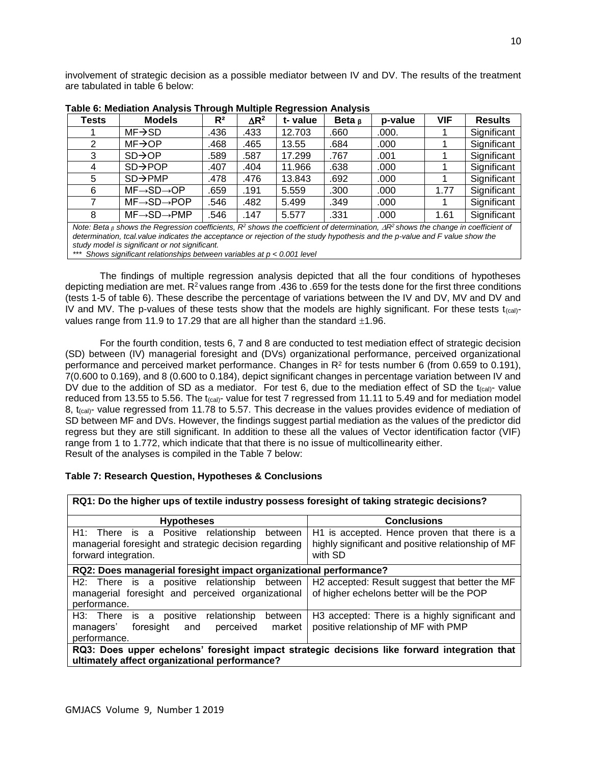involvement of strategic decision as a possible mediator between IV and DV. The results of the treatment are tabulated in table 6 below:

**Table 6: Mediation Analysis Through Multiple Regression Analysis**

| Tests | Models | $R^2$ | $\Delta R^2$ | t- value | Beta $_\beta$ | p-value | VIF | Results |
|---|---|---|---|---|---|---|---|---|
| 1 | MF→SD | .436 | .433 | 12.703 | .660 | .000. | 1 | Significant |
| 2 | MF→OP | .468 | .465 | 13.55 | .684 | .000 | 1 | Significant |
| 3 | SD→OP | .589 | .587 | 17.299 | .767 | .001 | 1 | Significant |
| 4 | SD→POP | .407 | .404 | 11.966 | .638 | .000 | 1 | Significant |
| 5 | SD→PMP | .478 | .476 | 13.843 | .692 | .000 | 1 | Significant |
| 6 | MF→SD→OP | .659 | .191 | 5.559 | .300 | .000 | 1.77 | Significant |
| 7 | MF→SD→POP | .546 | .482 | 5.499 | .349 | .000 | 1 | Significant |
| 8 | MF→SD→PMP | .546 | .147 | 5.577 | .331 | .000 | 1.61 | Significant |

*Note: Beta $_\beta$ shows the Regression coefficients, $R^2$ shows the coefficient of determination, $\Delta R^2$ shows the change in coefficient of determination, tcal.value indicates the acceptance or rejection of the study hypothesis and the p-value and F value show the study model is significant or not significant.*

*\*\*\* Shows significant relationships between variables at $p < 0.001$ level*

The findings of multiple regression analysis depicted that all the four conditions of hypotheses depicting mediation are met. $R^2$ values range from .436 to .659 for the tests done for the first three conditions (tests 1-5 of table 6). These describe the percentage of variations between the IV and DV, MV and DV and IV and MV. The p-values of these tests show that the models are highly significant. For these tests $t_{(cal)}$-values range from 11.9 to 17.29 that are all higher than the standard $\pm1.96$.

For the fourth condition, tests 6, 7 and 8 are conducted to test mediation effect of strategic decision (SD) between (IV) managerial foresight and (DVs) organizational performance, perceived organizational performance and perceived market performance. Changes in $R^2$ for tests number 6 (from 0.659 to 0.191), 7(0.600 to 0.169), and 8 (0.600 to 0.184), depict significant changes in percentage variation between IV and DV due to the addition of SD as a mediator. For test 6, due to the mediation effect of SD the $t_{(cal)}$- value reduced from 13.55 to 5.56. The $t_{(cal)}$- value for test 7 regressed from 11.11 to 5.49 and for mediation model 8, $t_{(cal)}$- value regressed from 11.78 to 5.57. This decrease in the values provides evidence of mediation of SD between MF and DVs. However, the findings suggest partial mediation as the values of the predictor did regress but they are still significant. In addition to these all the values of Vector identification factor (VIF) range from 1 to 1.772, which indicate that that there is no issue of multicollinearity either.
Result of the analyses is compiled in the Table 7 below:

**Table 7: Research Question, Hypotheses & Conclusions**

| **RQ1: Do the higher ups of textile industry possess foresight of taking strategic decisions?** | |
|---|---|
| **Hypotheses** | **Conclusions** |
| H1: There is a Positive relationship between managerial foresight and strategic decision regarding forward integration. | H1 is accepted. Hence proven that there is a highly significant and positive relationship of MF with SD |
| **RQ2: Does managerial foresight impact organizational performance?** | |
| H2: There is a positive relationship between managerial foresight and perceived organizational performance. | H2 accepted: Result suggest that better the MF of higher echelons better will be the POP |
| H3: There is a positive relationship between managers' foresight and perceived market performance. | H3 accepted: There is a highly significant and positive relationship of MF with PMP |
| **RQ3: Does upper echelons' foresight impact strategic decisions like forward integration that ultimately affect organizational performance?** | |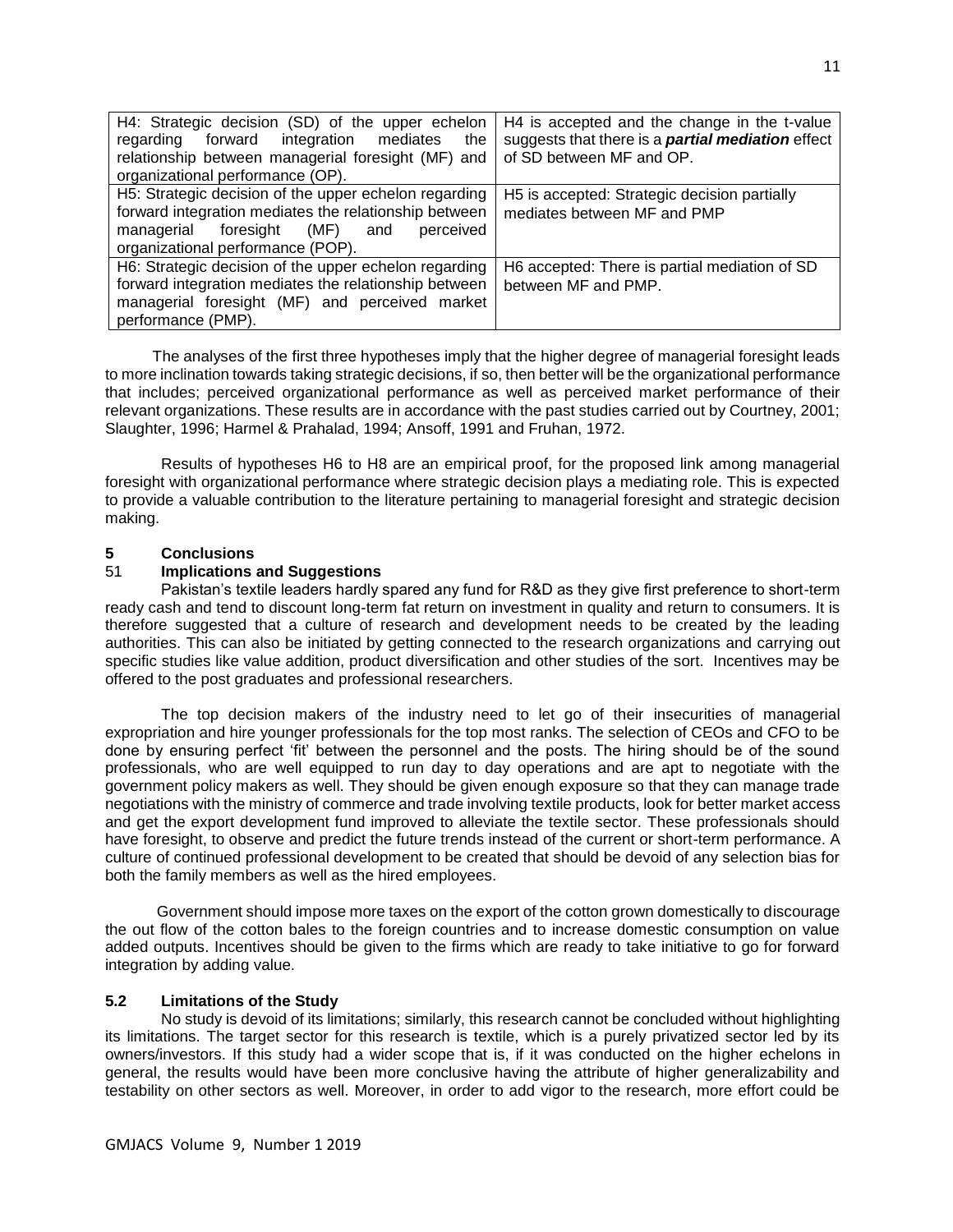| | |
|---|---|
| H4: Strategic decision (SD) of the upper echelon regarding forward integration mediates the relationship between managerial foresight (MF) and organizational performance (OP). | H4 is accepted and the change in the t-value suggests that there is a ***partial mediation*** effect of SD between MF and OP. |
| H5: Strategic decision of the upper echelon regarding forward integration mediates the relationship between managerial foresight (MF) and perceived organizational performance (POP). | H5 is accepted: Strategic decision partially mediates between MF and PMP |
| H6: Strategic decision of the upper echelon regarding forward integration mediates the relationship between managerial foresight (MF) and perceived market performance (PMP). | H6 accepted: There is partial mediation of SD between MF and PMP. |

The analyses of the first three hypotheses imply that the higher degree of managerial foresight leads to more inclination towards taking strategic decisions, if so, then better will be the organizational performance that includes; perceived organizational performance as well as perceived market performance of their relevant organizations. These results are in accordance with the past studies carried out by Courtney, 2001; Slaughter, 1996; Harmel & Prahalad, 1994; Ansoff, 1991 and Fruhan, 1972.

Results of hypotheses H6 to H8 are an empirical proof, for the proposed link among managerial foresight with organizational performance where strategic decision plays a mediating role. This is expected to provide a valuable contribution to the literature pertaining to managerial foresight and strategic decision making.

## 5 Conclusions

### 51 Implications and Suggestions

Pakistan's textile leaders hardly spared any fund for R&D as they give first preference to short-term ready cash and tend to discount long-term fat return on investment in quality and return to consumers. It is therefore suggested that a culture of research and development needs to be created by the leading authorities. This can also be initiated by getting connected to the research organizations and carrying out specific studies like value addition, product diversification and other studies of the sort. Incentives may be offered to the post graduates and professional researchers.

The top decision makers of the industry need to let go of their insecurities of managerial expropriation and hire younger professionals for the top most ranks. The selection of CEOs and CFO to be done by ensuring perfect 'fit' between the personnel and the posts. The hiring should be of the sound professionals, who are well equipped to run day to day operations and are apt to negotiate with the government policy makers as well. They should be given enough exposure so that they can manage trade negotiations with the ministry of commerce and trade involving textile products, look for better market access and get the export development fund improved to alleviate the textile sector. These professionals should have foresight, to observe and predict the future trends instead of the current or short-term performance. A culture of continued professional development to be created that should be devoid of any selection bias for both the family members as well as the hired employees.

Government should impose more taxes on the export of the cotton grown domestically to discourage the out flow of the cotton bales to the foreign countries and to increase domestic consumption on value added outputs. Incentives should be given to the firms which are ready to take initiative to go for forward integration by adding value.

### 5.2 Limitations of the Study

No study is devoid of its limitations; similarly, this research cannot be concluded without highlighting its limitations. The target sector for this research is textile, which is a purely privatized sector led by its owners/investors. If this study had a wider scope that is, if it was conducted on the higher echelons in general, the results would have been more conclusive having the attribute of higher generalizability and testability on other sectors as well. Moreover, in order to add vigor to the research, more effort could be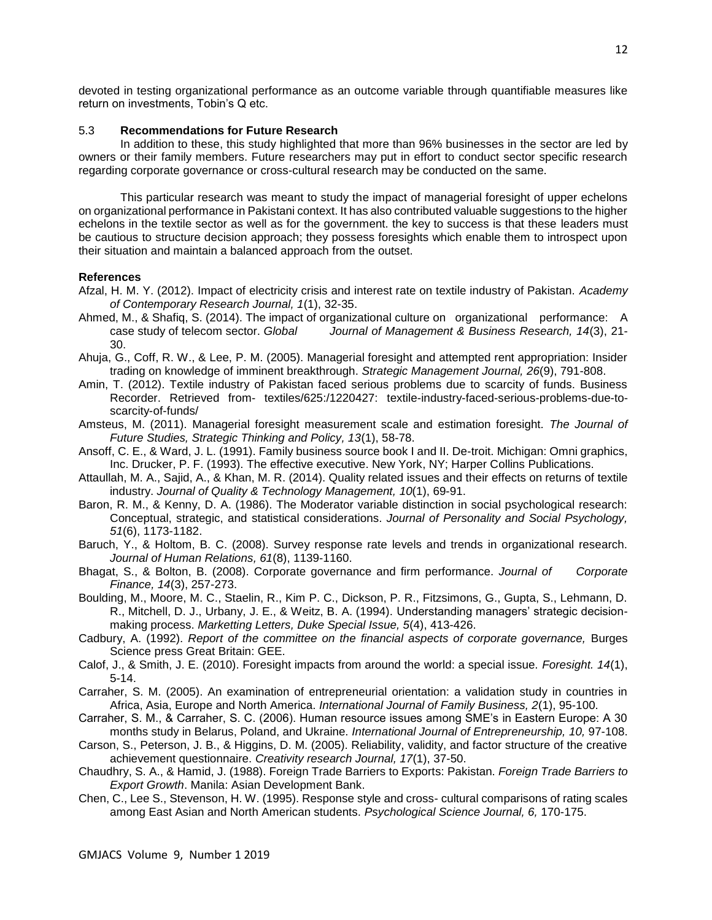devoted in testing organizational performance as an outcome variable through quantifiable measures like return on investments, Tobin's Q etc.

### 5.3 **Recommendations for Future Research**

In addition to these, this study highlighted that more than 96% businesses in the sector are led by owners or their family members. Future researchers may put in effort to conduct sector specific research regarding corporate governance or cross-cultural research may be conducted on the same.

This particular research was meant to study the impact of managerial foresight of upper echelons on organizational performance in Pakistani context. It has also contributed valuable suggestions to the higher echelons in the textile sector as well as for the government. the key to success is that these leaders must be cautious to structure decision approach; they possess foresights which enable them to introspect upon their situation and maintain a balanced approach from the outset.

## **References**

Afzal, H. M. Y. (2012). Impact of electricity crisis and interest rate on textile industry of Pakistan. *Academy of Contemporary Research Journal, 1*(1), 32-35.

Ahmed, M., & Shafiq, S. (2014). The impact of organizational culture on organizational performance: A case study of telecom sector. *Global Journal of Management & Business Research, 14*(3), 21-30.

Ahuja, G., Coff, R. W., & Lee, P. M. (2005). Managerial foresight and attempted rent appropriation: Insider trading on knowledge of imminent breakthrough. *Strategic Management Journal, 26*(9), 791-808.

Amin, T. (2012). Textile industry of Pakistan faced serious problems due to scarcity of funds. Business Recorder. Retrieved from- textiles/625:/1220427: textile-industry-faced-serious-problems-due-to-scarcity-of-funds/

Amsteus, M. (2011). Managerial foresight measurement scale and estimation foresight. *The Journal of Future Studies, Strategic Thinking and Policy, 13*(1), 58-78.

Ansoff, C. E., & Ward, J. L. (1991). Family business source book I and II. De-troit. Michigan: Omni graphics, Inc. Drucker, P. F. (1993). The effective executive. New York, NY; Harper Collins Publications.

Attaullah, M. A., Sajid, A., & Khan, M. R. (2014). Quality related issues and their effects on returns of textile industry. *Journal of Quality & Technology Management, 10*(1), 69-91.

Baron, R. M., & Kenny, D. A. (1986). The Moderator variable distinction in social psychological research: Conceptual, strategic, and statistical considerations. *Journal of Personality and Social Psychology, 51*(6), 1173-1182.

Baruch, Y., & Holtom, B. C. (2008). Survey response rate levels and trends in organizational research. *Journal of Human Relations, 61*(8), 1139-1160.

Bhagat, S., & Bolton, B. (2008). Corporate governance and firm performance. *Journal of Corporate Finance, 14*(3), 257-273.

Boulding, M., Moore, M. C., Staelin, R., Kim P. C., Dickson, P. R., Fitzsimons, G., Gupta, S., Lehmann, D. R., Mitchell, D. J., Urbany, J. E., & Weitz, B. A. (1994). Understanding managers' strategic decision-making process. *Marketting Letters, Duke Special Issue, 5*(4), 413-426.

Cadbury, A. (1992). *Report of the committee on the financial aspects of corporate governance,* Burges Science press Great Britain: GEE.

Calof, J., & Smith, J. E. (2010). Foresight impacts from around the world: a special issue. *Foresight. 14*(1), 5-14.

Carraher, S. M. (2005). An examination of entrepreneurial orientation: a validation study in countries in Africa, Asia, Europe and North America. *International Journal of Family Business, 2*(1), 95-100.

Carraher, S. M., & Carraher, S. C. (2006). Human resource issues among SME's in Eastern Europe: A 30 months study in Belarus, Poland, and Ukraine. *International Journal of Entrepreneurship, 10,* 97-108.

Carson, S., Peterson, J. B., & Higgins, D. M. (2005). Reliability, validity, and factor structure of the creative achievement questionnaire. *Creativity research Journal, 17*(1), 37-50.

Chaudhry, S. A., & Hamid, J. (1988). Foreign Trade Barriers to Exports: Pakistan. *Foreign Trade Barriers to Export Growth*. Manila: Asian Development Bank.

Chen, C., Lee S., Stevenson, H. W. (1995). Response style and cross- cultural comparisons of rating scales among East Asian and North American students. *Psychological Science Journal, 6,* 170-175.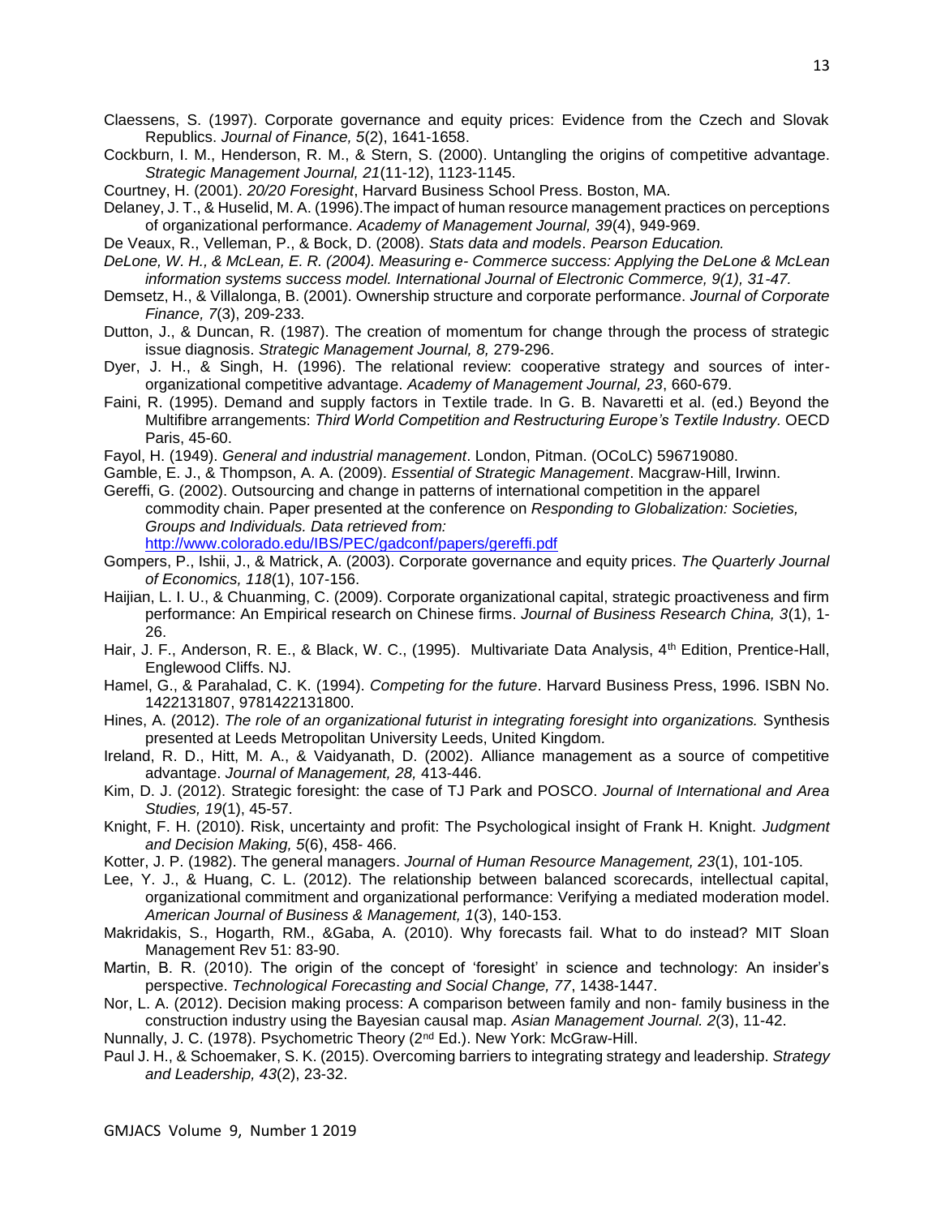Claessens, S. (1997). Corporate governance and equity prices: Evidence from the Czech and Slovak Republics. *Journal of Finance, 5*(2), 1641-1658.

Cockburn, I. M., Henderson, R. M., & Stern, S. (2000). Untangling the origins of competitive advantage. *Strategic Management Journal, 21*(11-12), 1123-1145.

Courtney, H. (2001). *20/20 Foresight*, Harvard Business School Press. Boston, MA.

Delaney, J. T., & Huselid, M. A. (1996).The impact of human resource management practices on perceptions of organizational performance. *Academy of Management Journal, 39*(4), 949-969.

De Veaux, R., Velleman, P., & Bock, D. (2008). *Stats data and models*. *Pearson Education.*

*DeLone, W. H., & McLean, E. R. (2004). Measuring e- Commerce success: Applying the DeLone & McLean information systems success model. International Journal of Electronic Commerce, 9(1), 31-47.*

Demsetz, H., & Villalonga, B. (2001). Ownership structure and corporate performance. *Journal of Corporate Finance, 7*(3), 209-233.

Dutton, J., & Duncan, R. (1987). The creation of momentum for change through the process of strategic issue diagnosis. *Strategic Management Journal, 8,* 279-296.

Dyer, J. H., & Singh, H. (1996). The relational review: cooperative strategy and sources of inter-organizational competitive advantage. *Academy of Management Journal, 23*, 660-679.

Faini, R. (1995). Demand and supply factors in Textile trade. In G. B. Navaretti et al. (ed.) Beyond the Multifibre arrangements: *Third World Competition and Restructuring Europe's Textile Industry*. OECD Paris, 45-60.

Fayol, H. (1949). *General and industrial management*. London, Pitman. (OCoLC) 596719080.

Gamble, E. J., & Thompson, A. A. (2009). *Essential of Strategic Management*. Macgraw-Hill, Irwinn.

Gereffi, G. (2002). Outsourcing and change in patterns of international competition in the apparel commodity chain. Paper presented at the conference on *Responding to Globalization: Societies, Groups and Individuals. Data retrieved from:* http://www.colorado.edu/IBS/PEC/gadconf/papers/gereffi.pdf

Gompers, P., Ishii, J., & Matrick, A. (2003). Corporate governance and equity prices. *The Quarterly Journal of Economics, 118*(1), 107-156.

Haijian, L. I. U., & Chuanming, C. (2009). Corporate organizational capital, strategic proactiveness and firm performance: An Empirical research on Chinese firms. *Journal of Business Research China, 3*(1), 1-26.

Hair, J. F., Anderson, R. E., & Black, W. C., (1995). Multivariate Data Analysis, 4th Edition, Prentice-Hall, Englewood Cliffs. NJ.

Hamel, G., & Parahalad, C. K. (1994). *Competing for the future*. Harvard Business Press, 1996. ISBN No. 1422131807, 9781422131800.

Hines, A. (2012). *The role of an organizational futurist in integrating foresight into organizations.* Synthesis presented at Leeds Metropolitan University Leeds, United Kingdom.

Ireland, R. D., Hitt, M. A., & Vaidyanath, D. (2002). Alliance management as a source of competitive advantage. *Journal of Management, 28,* 413-446.

Kim, D. J. (2012). Strategic foresight: the case of TJ Park and POSCO. *Journal of International and Area Studies, 19*(1), 45-57.

Knight, F. H. (2010). Risk, uncertainty and profit: The Psychological insight of Frank H. Knight. *Judgment and Decision Making, 5*(6), 458- 466.

Kotter, J. P. (1982). The general managers. *Journal of Human Resource Management, 23*(1), 101-105.

Lee, Y. J., & Huang, C. L. (2012). The relationship between balanced scorecards, intellectual capital, organizational commitment and organizational performance: Verifying a mediated moderation model. *American Journal of Business & Management, 1*(3), 140-153.

Makridakis, S., Hogarth, RM., &Gaba, A. (2010). Why forecasts fail. What to do instead? MIT Sloan Management Rev 51: 83-90.

Martin, B. R. (2010). The origin of the concept of 'foresight' in science and technology: An insider's perspective. *Technological Forecasting and Social Change, 77*, 1438-1447.

Nor, L. A. (2012). Decision making process: A comparison between family and non- family business in the construction industry using the Bayesian causal map. *Asian Management Journal. 2*(3), 11-42.

Nunnally, J. C. (1978). Psychometric Theory (2nd Ed.). New York: McGraw-Hill.

Paul J. H., & Schoemaker, S. K. (2015). Overcoming barriers to integrating strategy and leadership. *Strategy and Leadership, 43*(2), 23-32.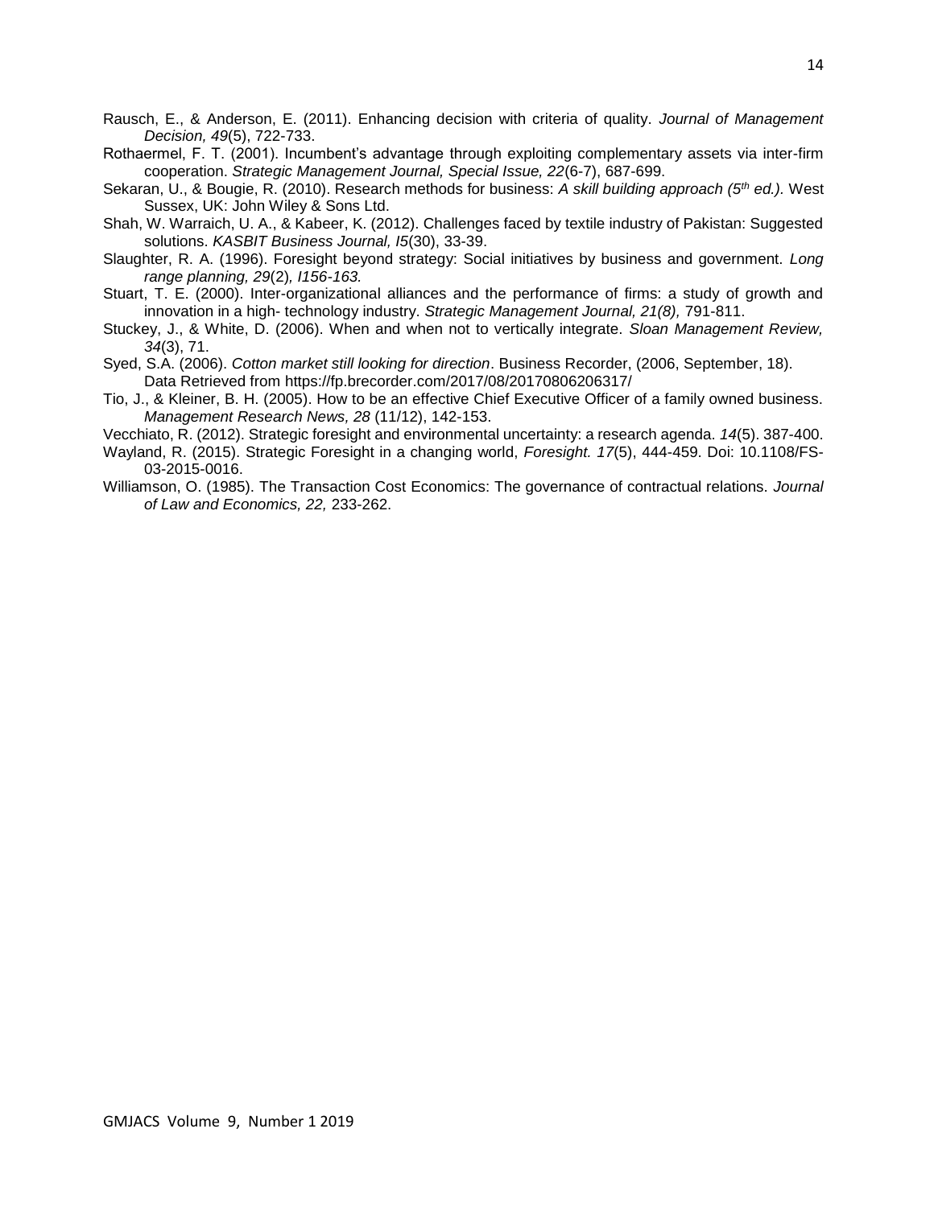Rausch, E., & Anderson, E. (2011). Enhancing decision with criteria of quality. *Journal of Management Decision, 49*(5), 722-733.

Rothaermel, F. T. (2001). Incumbent's advantage through exploiting complementary assets via inter-firm cooperation. *Strategic Management Journal, Special Issue, 22*(6-7), 687-699.

Sekaran, U., & Bougie, R. (2010). Research methods for business: *A skill building approach (5th ed.).* West Sussex, UK: John Wiley & Sons Ltd.

Shah, W. Warraich, U. A., & Kabeer, K. (2012). Challenges faced by textile industry of Pakistan: Suggested solutions. *KASBIT Business Journal, I5*(30), 33-39.

Slaughter, R. A. (1996). Foresight beyond strategy: Social initiatives by business and government. *Long range planning, 29*(2)*, I156-163.*

Stuart, T. E. (2000). Inter-organizational alliances and the performance of firms: a study of growth and innovation in a high- technology industry. *Strategic Management Journal, 21(8),* 791-811.

Stuckey, J., & White, D. (2006). When and when not to vertically integrate. *Sloan Management Review, 34*(3), 71.

Syed, S.A. (2006). *Cotton market still looking for direction*. Business Recorder, (2006, September, 18). Data Retrieved from https://fp.brecorder.com/2017/08/20170806206317/

Tio, J., & Kleiner, B. H. (2005). How to be an effective Chief Executive Officer of a family owned business. *Management Research News, 28* (11/12), 142-153.

Vecchiato, R. (2012). Strategic foresight and environmental uncertainty: a research agenda. *14*(5). 387-400.

Wayland, R. (2015). Strategic Foresight in a changing world, *Foresight. 17*(5), 444-459. Doi: 10.1108/FS-03-2015-0016.

Williamson, O. (1985). The Transaction Cost Economics: The governance of contractual relations. *Journal of Law and Economics, 22,* 233-262.